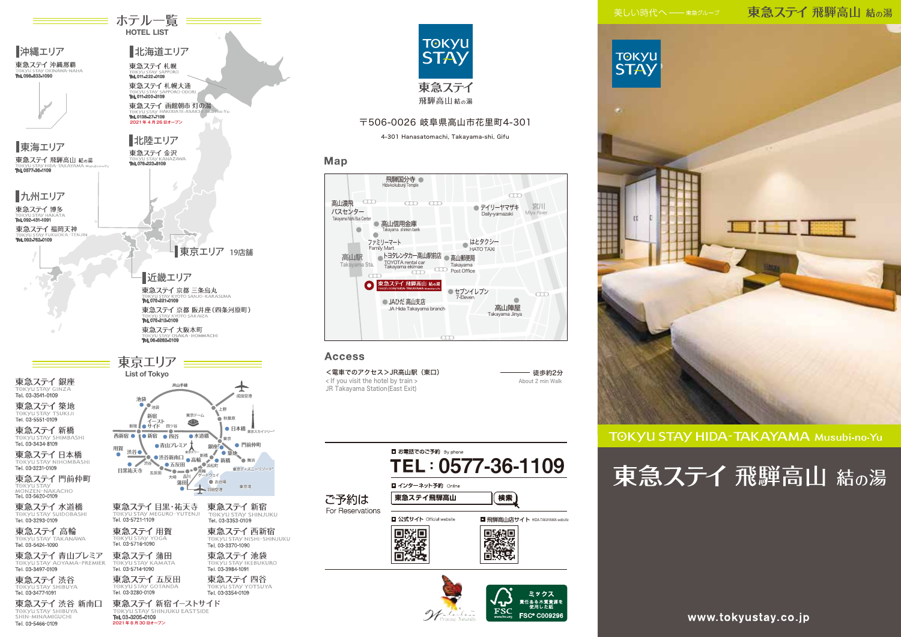# ホテル一覧

HOTEL LIST

## 沖縄エリア

東急ステイ 沖縄那覇
TOKYU STAY OKINAWA-NAHA
Tel. 098-833-1090

## 北海道エリア

東急ステイ 札幌
TOKYU STAY SAPPORO
Tel. 011-222-0109

東急ステイ 札幌大通
TOKYU STAY SAPPORO-ODORI
Tel. 011-200-3109

東急ステイ 函館朝市 灯の湯
TOKYU STAY HAKODATE-ASAICHI Akari-no-Yu
Tel. 0138-27-7109
2021年4月26日オープン

## 東海エリア

東急ステイ 飛騨高山 結の湯
TOKYU STAY HIDA-TAKAYAMA Musubi-no-Yu
Tel. 0577-36-1109

## 北陸エリア

東急ステイ 金沢
TOKYU STAY KANAZAWA
Tel. 076-223-8109

## 九州エリア

東急ステイ 博多
TOKYU STAY HAKATA
Tel. 092-431-1091

東急ステイ 福岡天神
TOKYU STAY FUKUOKA-TENJIN
Tel. 092-762-0109

## 東京エリア 19店舗

## 近畿エリア

東急ステイ 京都 三条烏丸
TOKYU STAY KYOTO SANJO-KARASUMA
Tel. 075-221-0109

東急ステイ 京都 両替町通(四条河原町)
TOKYU STAY KYOTO SAKAIZA
Tel. 075-212-0109

東急ステイ 大阪本町
TOKYU STAY OSAKA-HOMMACHI
Tel. 06-6262-0109

# 東京エリア

List of Tokyo

東急ステイ 銀座
TOKYU STAY GINZA
Tel. 03-3541-0109

東急ステイ 築地
TOKYU STAY TSUKIJI
Tel. 03-5551-0109

東急ステイ 新橋
TOKYU STAY SHIMBASHI
Tel. 03-3434-8109

東急ステイ 日本橋
TOKYU STAY NIHOMBASHI
Tel. 03-3231-0109

東急ステイ 門前仲町
TOKYU STAY MONZEN-NAKACHO
Tel. 03-5620-0109

東急ステイ 水道橋
TOKYU STAY SUIDOBASHI
Tel. 03-3293-0109

東急ステイ 高輪
TOKYU STAY TAKANAWA
Tel. 03-5424-1090

東急ステイ 青山プレミア
TOKYU STAY AOYAMA-PREMIER
Tel. 03-3497-0109

東急ステイ 渋谷
TOKYU STAY SHIBUYA
Tel. 03-3477-1091

東急ステイ 渋谷 新南口
TOKYU STAY SHIBUYA SHIN-MINAMIGUCHI
Tel. 03-5466-0109

東急ステイ 目黒・祐天寺
TOKYU STAY MEGURO-YUTENJI
Tel. 03-5721-1109

東急ステイ 用賀
TOKYU STAY YOGA
Tel. 03-5716-1090

東急ステイ 蒲田
TOKYU STAY KAMATA
Tel. 03-5714-1090

東急ステイ 五反田
TOKYU STAY GOTANDA
Tel. 03-3280-0109

東急ステイ 新宿イーストサイド
TOKYU STAY SHINJUKU EASTSIDE
Tel. 03-3205-0109
2021年8月30日オープン

東急ステイ 新宿
TOKYU STAY SHINJUKU
Tel. 03-3353-0109

東急ステイ 西新宿
TOKYU STAY NISHI-SHINJUKU
Tel. 03-3370-1090

東急ステイ 池袋
TOKYU STAY IKEBUKURO
Tel. 03-3984-1091

東急ステイ 四谷
TOKYU STAY YOTSUYA
Tel. 03-3354-0109

---

TOKYU STAY
東急ステイ
飛騨高山 結の湯

〒506-0026 岐阜県高山市花里町4-301
4-301 Hanasatomachi, Takayama-shi, Gifu

## Map

## Access

<電車でのアクセス>JR高山駅（東口） — 徒歩約2分
< If you visit the hotel by train > JR Takayama Station(East Exit) — About 2 min Walk

## ご予約は
For Reservations

■ お電話でのご予約 By phone
TEL：0577-36-1109

■ インターネット予約 Online
東急ステイ飛騨高山 検索

■ 公式サイト Official website
■ 飛騨高山店サイト HIDA-TAKAYAMA website

FSC® C009296

---

美しい時代へ ——東急グループ

東急ステイ 飛騨高山 結の湯

TOKYU STAY HIDA-TAKAYAMA Musubi-no-Yu

# 東急ステイ 飛騨高山 結の湯

www.tokyustay.co.jp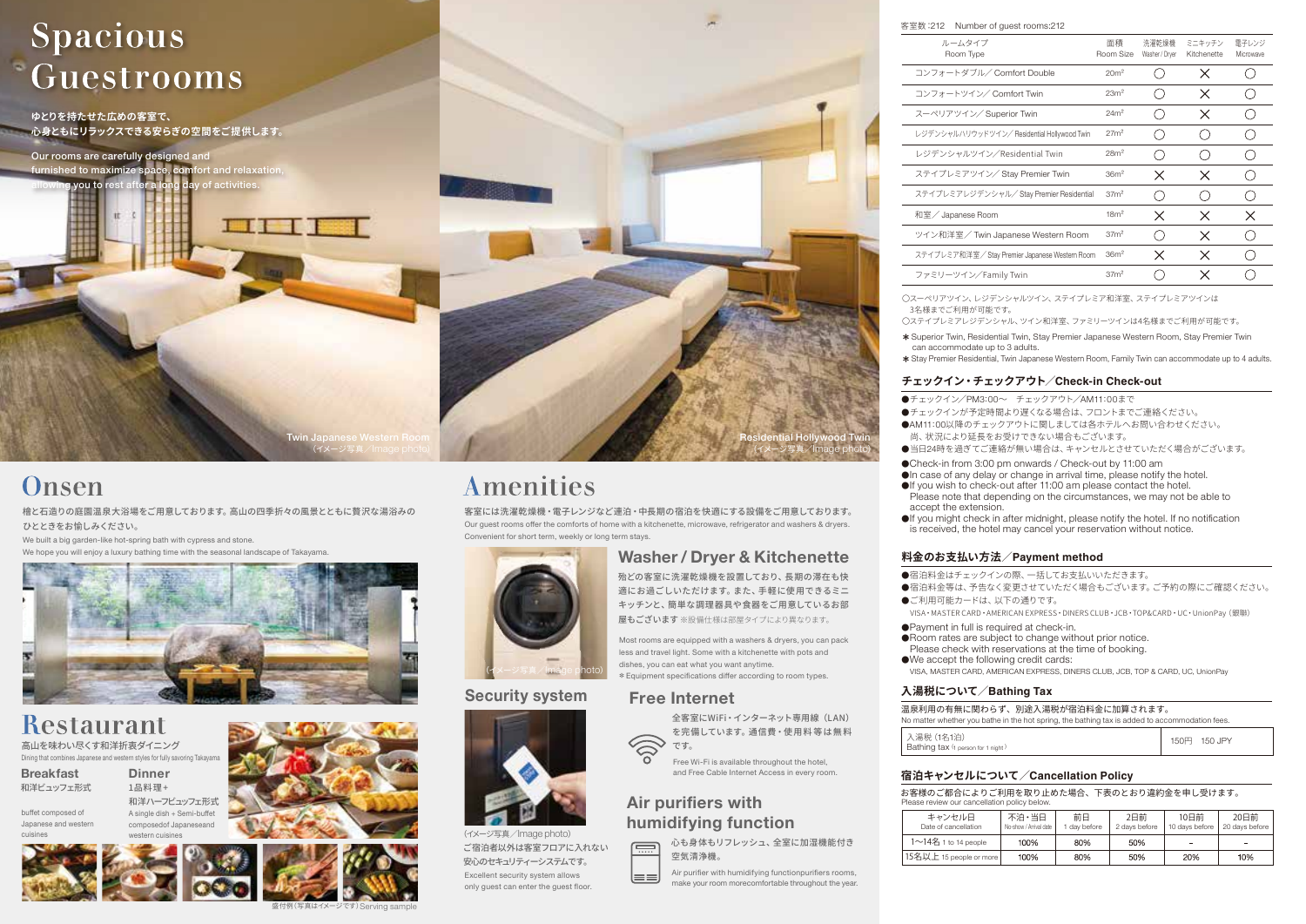# Spacious Guestrooms

ゆとりを持たせた広めの客室で、
心身ともにリラックスできる安らぎの空間をご提供します。

Our rooms are carefully designed and furnished to maximize space, comfort and relaxation, allowing you to rest after a long day of activities.

Twin Japanese Western Room
（イメージ写真／Image photo）

Residential Hollywood Twin
（イメージ写真／Image photo）

# Onsen

檜と石造りの庭園温泉大浴場をご用意しております。高山の四季折々の風景とともに贅沢な湯浴みのひとときをお愉しみください。

We built a big garden-like hot-spring bath with cypress and stone.
We hope you will enjoy a luxury bathing time with the seasonal landscape of Takayama.

# Restaurant

高山を味わい尽くす和洋折衷ダイニング
Dining that combines Japanese and western styles for fully savoring Takayama

**Breakfast**
和洋ビュッフェ形式
buffet composed of Japanese and western cuisines

**Dinner**
1品料理＋
和洋ハーフビュッフェ形式
A single dish + Semi-buffet composedof Japaneseand western cuisines

盛付例（写真はイメージです）Serving sample

# Amenities

客室には洗濯乾燥機・電子レンジなど連泊・中長期の宿泊を快適にする設備をご用意しております。
Our guest rooms offer the comforts of home with a kitchenette, microwave, refrigerator and washers & dryers.
Convenient for short term, weekly or long term stays.

（イメージ写真／Image photo）

## Washer / Dryer & Kitchenette

殆どの客室に洗濯乾燥機を設置しており、長期の滞在も快適にお過ごしいただけます。また、手軽に使用できるミニキッチンと、簡単な調理器具や食器をご用意しているお部屋もございます ※設備仕様は部屋タイプにより異なります。

Most rooms are equipped with a washers & dryers, you can pack less and travel light. Some with a kitchenette with pots and dishes, you can eat what you want anytime.
＊Equipment specifications differ according to room types.

## Security system

（イメージ写真／Image photo）
ご宿泊者以外は客室フロアに入れない安心のセキュリティーシステムです。
Excellent security system allows only guest can enter the guest floor.

## Free Internet

全客室にWiFi・インターネット専用線（LAN）を完備しています。通信費・使用料等は無料です。

Free Wi-Fi is available throughout the hotel, and Free Cable Internet Access in every room.

## Air purifiers with humidifying function

心も身体もリフレッシュ、全室に加湿機能付き空気清浄機。

Air purifier with humidifying functionpurifiers rooms, make your room morecomfortable throughout the year.

客室数：212　Number of guest rooms:212

| ルームタイプ Room Type | 面積 Room Size | 洗濯乾燥機 Washer / Dryer | ミニキッチン Kitchenette | 電子レンジ Microwave |
|---|---|---|---|---|
| コンフォートダブル／Comfort Double | 20m² | ○ | × | ○ |
| コンフォートツイン／Comfort Twin | 23m² | ○ | × | ○ |
| スーペリアツイン／Superior Twin | 24m² | ○ | × | ○ |
| レジデンシャルハリウッドツイン／Residential Hollywood Twin | 27m² | ○ | ○ | ○ |
| レジデンシャルツイン／Residential Twin | 28m² | ○ | ○ | ○ |
| ステイプレミアツイン／Stay Premier Twin | 36m² | × | × | ○ |
| ステイプレミアレジデンシャル／Stay Premier Residential | 37m² | ○ | ○ | ○ |
| 和室／Japanese Room | 18m² | × | × | × |
| ツイン和洋室／Twin Japanese Western Room | 37m² | ○ | × | ○ |
| ステイプレミア和洋室／Stay Premier Japanese Western Room | 36m² | × | × | ○ |
| ファミリーツイン／Family Twin | 37m² | ○ | × | ○ |

〇スーペリアツイン、レジデンシャルツイン、ステイプレミア和洋室、ステイプレミアツインは3名様までご利用が可能です。
〇ステイプレミアレジデンシャル、ツイン和洋室、ファミリーツインは4名様までご利用が可能です。

＊Superior Twin, Residential Twin, Stay Premier Japanese Western Room, Stay Premier Twin can accommodate up to 3 adults.
＊Stay Premier Residential, Twin Japanese Western Room, Family Twin can accommodate up to 4 adults.

## チェックイン・チェックアウト／Check-in Check-out

- チェックイン／PM3:00～　チェックアウト／AM11:00まで
- チェックインが予定時間より遅くなる場合は、フロントまでご連絡ください。
- AM11:00以降のチェックアウトに関しましては各ホテルへお問い合わせください。尚、状況により延長をお受けできない場合もございます。
- 当日24時を過ぎてご連絡が無い場合は、キャンセルとさせていただく場合がございます。

- Check-in from 3:00 pm onwards / Check-out by 11:00 am
- In case of any delay or change in arrival time, please notify the hotel.
- If you wish to check-out after 11:00 am please contact the hotel. Please note that depending on the circumstances, we may not be able to accept the extension.
- If you might check in after midnight, please notify the hotel. If no notification is received, the hotel may cancel your reservation without notice.

## 料金のお支払い方法／Payment method

- 宿泊料金はチェックインの際、一括してお支払いいただきます。
- 宿泊料金等は、予告なく変更させていただく場合もございます。ご予約の際にご確認ください。
- ご利用可能カードは、以下の通りです。
  VISA・MASTER CARD・AMERICAN EXPRESS・DINERS CLUB・JCB・TOP&CARD・UC・UnionPay（銀聯）

- Payment in full is required at check-in.
- Room rates are subject to change without prior notice. Please check with reservations at the time of booking.
- We accept the following credit cards:
  VISA, MASTER CARD, AMERICAN EXPRESS, DINERS CLUB, JCB, TOP & CARD, UC, UnionPay

## 入湯税について／Bathing Tax

温泉利用の有無に関わらず、別途入湯税が宿泊料金に加算されます。
No matter whether you bathe in the hot spring, the bathing tax is added to accommodation fees.

| | |
|---|---|
| 入湯税（1名1泊） Bathing tax (1 person for 1 night) | 150円　150 JPY |

## 宿泊キャンセルについて／Cancellation Policy

お客様のご都合によりご利用を取り止めた場合、下表のとおり違約金を申し受けます。
Please review our cancellation policy below.

| キャンセル日 Date of cancellation | 不泊・当日 No-show / Arrival date | 前日 1 day before | 2日前 2 days before | 10日前 10 days before | 20日前 20 days before |
|---|---|---|---|---|---|
| 1～14名 1 to 14 people | 100% | 80% | 50% | – | – |
| 15名以上 15 people or more | 100% | 80% | 50% | 20% | 10% |